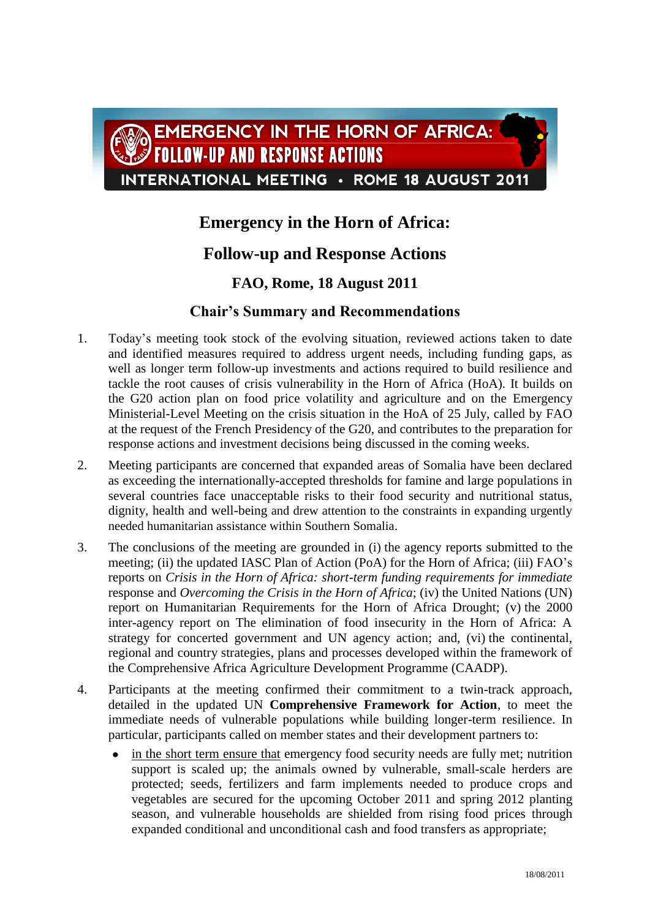EMERGENCY IN THE HORN OF AFRICA: FOLLOW-UP AND RESPONSE ACTIONS

INTERNATIONAL MEETING • ROME 18 AUGUST 2011

# Emergency in the Horn of Africa:

# Follow-up and Response Actions

## FAO, Rome, 18 August 2011

## Chair's Summary and Recommendations

1. Today's meeting took stock of the evolving situation, reviewed actions taken to date and identified measures required to address urgent needs, including funding gaps, as well as longer term follow-up investments and actions required to build resilience and tackle the root causes of crisis vulnerability in the Horn of Africa (HoA). It builds on the G20 action plan on food price volatility and agriculture and on the Emergency Ministerial-Level Meeting on the crisis situation in the HoA of 25 July, called by FAO at the request of the French Presidency of the G20, and contributes to the preparation for response actions and investment decisions being discussed in the coming weeks.

2. Meeting participants are concerned that expanded areas of Somalia have been declared as exceeding the internationally-accepted thresholds for famine and large populations in several countries face unacceptable risks to their food security and nutritional status, dignity, health and well-being and drew attention to the constraints in expanding urgently needed humanitarian assistance within Southern Somalia.

3. The conclusions of the meeting are grounded in (i) the agency reports submitted to the meeting; (ii) the updated IASC Plan of Action (PoA) for the Horn of Africa; (iii) FAO's reports on *Crisis in the Horn of Africa: short-term funding requirements for immediate* response and *Overcoming the Crisis in the Horn of Africa*; (iv) the United Nations (UN) report on Humanitarian Requirements for the Horn of Africa Drought; (v) the 2000 inter-agency report on The elimination of food insecurity in the Horn of Africa: A strategy for concerted government and UN agency action; and, (vi) the continental, regional and country strategies, plans and processes developed within the framework of the Comprehensive Africa Agriculture Development Programme (CAADP).

4. Participants at the meeting confirmed their commitment to a twin-track approach, detailed in the updated UN **Comprehensive Framework for Action**, to meet the immediate needs of vulnerable populations while building longer-term resilience. In particular, participants called on member states and their development partners to:

   - <u>in the short term ensure that</u> emergency food security needs are fully met; nutrition support is scaled up; the animals owned by vulnerable, small-scale herders are protected; seeds, fertilizers and farm implements needed to produce crops and vegetables are secured for the upcoming October 2011 and spring 2012 planting season, and vulnerable households are shielded from rising food prices through expanded conditional and unconditional cash and food transfers as appropriate;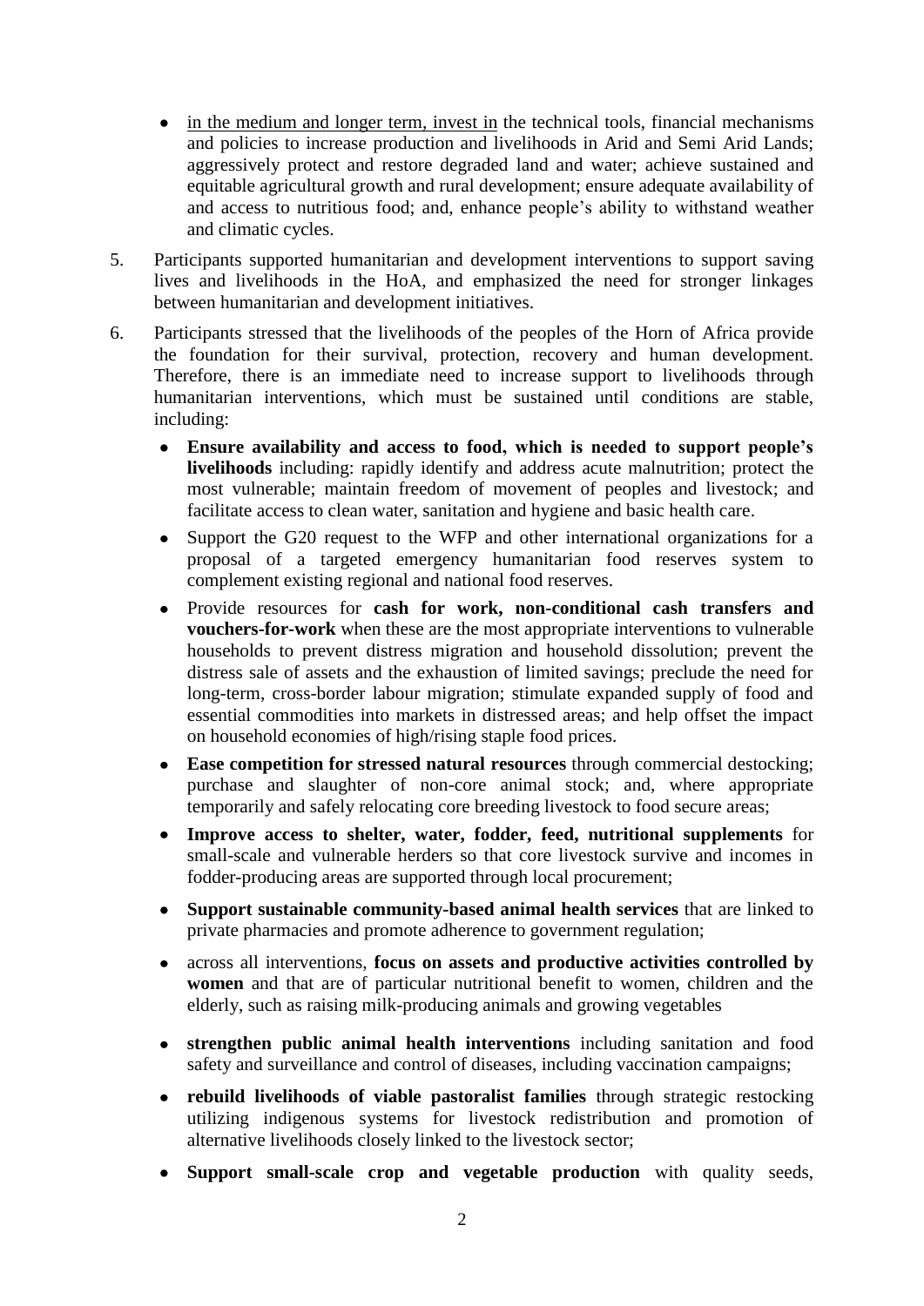- in the medium and longer term, invest in the technical tools, financial mechanisms and policies to increase production and livelihoods in Arid and Semi Arid Lands; aggressively protect and restore degraded land and water; achieve sustained and equitable agricultural growth and rural development; ensure adequate availability of and access to nutritious food; and, enhance people's ability to withstand weather and climatic cycles.

5. Participants supported humanitarian and development interventions to support saving lives and livelihoods in the HoA, and emphasized the need for stronger linkages between humanitarian and development initiatives.

6. Participants stressed that the livelihoods of the peoples of the Horn of Africa provide the foundation for their survival, protection, recovery and human development. Therefore, there is an immediate need to increase support to livelihoods through humanitarian interventions, which must be sustained until conditions are stable, including:

   - **Ensure availability and access to food, which is needed to support people's livelihoods** including: rapidly identify and address acute malnutrition; protect the most vulnerable; maintain freedom of movement of peoples and livestock; and facilitate access to clean water, sanitation and hygiene and basic health care.
   - Support the G20 request to the WFP and other international organizations for a proposal of a targeted emergency humanitarian food reserves system to complement existing regional and national food reserves.
   - Provide resources for **cash for work, non-conditional cash transfers and vouchers-for-work** when these are the most appropriate interventions to vulnerable households to prevent distress migration and household dissolution; prevent the distress sale of assets and the exhaustion of limited savings; preclude the need for long-term, cross-border labour migration; stimulate expanded supply of food and essential commodities into markets in distressed areas; and help offset the impact on household economies of high/rising staple food prices.
   - **Ease competition for stressed natural resources** through commercial destocking; purchase and slaughter of non-core animal stock; and, where appropriate temporarily and safely relocating core breeding livestock to food secure areas;
   - **Improve access to shelter, water, fodder, feed, nutritional supplements** for small-scale and vulnerable herders so that core livestock survive and incomes in fodder-producing areas are supported through local procurement;
   - **Support sustainable community-based animal health services** that are linked to private pharmacies and promote adherence to government regulation;
   - across all interventions, **focus on assets and productive activities controlled by women** and that are of particular nutritional benefit to women, children and the elderly, such as raising milk-producing animals and growing vegetables
   - **strengthen public animal health interventions** including sanitation and food safety and surveillance and control of diseases, including vaccination campaigns;
   - **rebuild livelihoods of viable pastoralist families** through strategic restocking utilizing indigenous systems for livestock redistribution and promotion of alternative livelihoods closely linked to the livestock sector;
   - **Support small-scale crop and vegetable production** with quality seeds,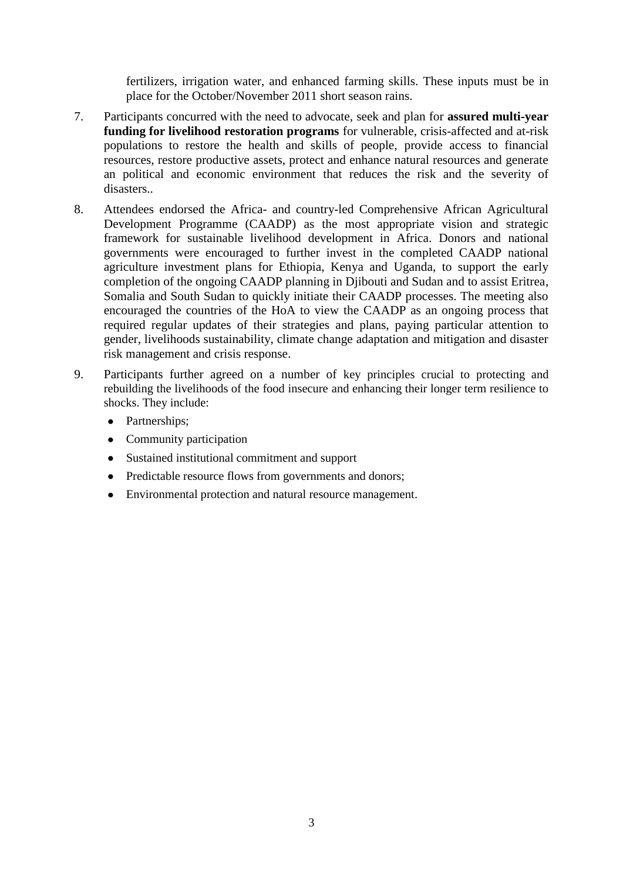fertilizers, irrigation water, and enhanced farming skills. These inputs must be in place for the October/November 2011 short season rains.

7. Participants concurred with the need to advocate, seek and plan for **assured multi-year funding for livelihood restoration programs** for vulnerable, crisis-affected and at-risk populations to restore the health and skills of people, provide access to financial resources, restore productive assets, protect and enhance natural resources and generate an political and economic environment that reduces the risk and the severity of disasters..

8. Attendees endorsed the Africa- and country-led Comprehensive African Agricultural Development Programme (CAADP) as the most appropriate vision and strategic framework for sustainable livelihood development in Africa. Donors and national governments were encouraged to further invest in the completed CAADP national agriculture investment plans for Ethiopia, Kenya and Uganda, to support the early completion of the ongoing CAADP planning in Djibouti and Sudan and to assist Eritrea, Somalia and South Sudan to quickly initiate their CAADP processes. The meeting also encouraged the countries of the HoA to view the CAADP as an ongoing process that required regular updates of their strategies and plans, paying particular attention to gender, livelihoods sustainability, climate change adaptation and mitigation and disaster risk management and crisis response.

9. Participants further agreed on a number of key principles crucial to protecting and rebuilding the livelihoods of the food insecure and enhancing their longer term resilience to shocks. They include:
   - Partnerships;
   - Community participation
   - Sustained institutional commitment and support
   - Predictable resource flows from governments and donors;
   - Environmental protection and natural resource management.